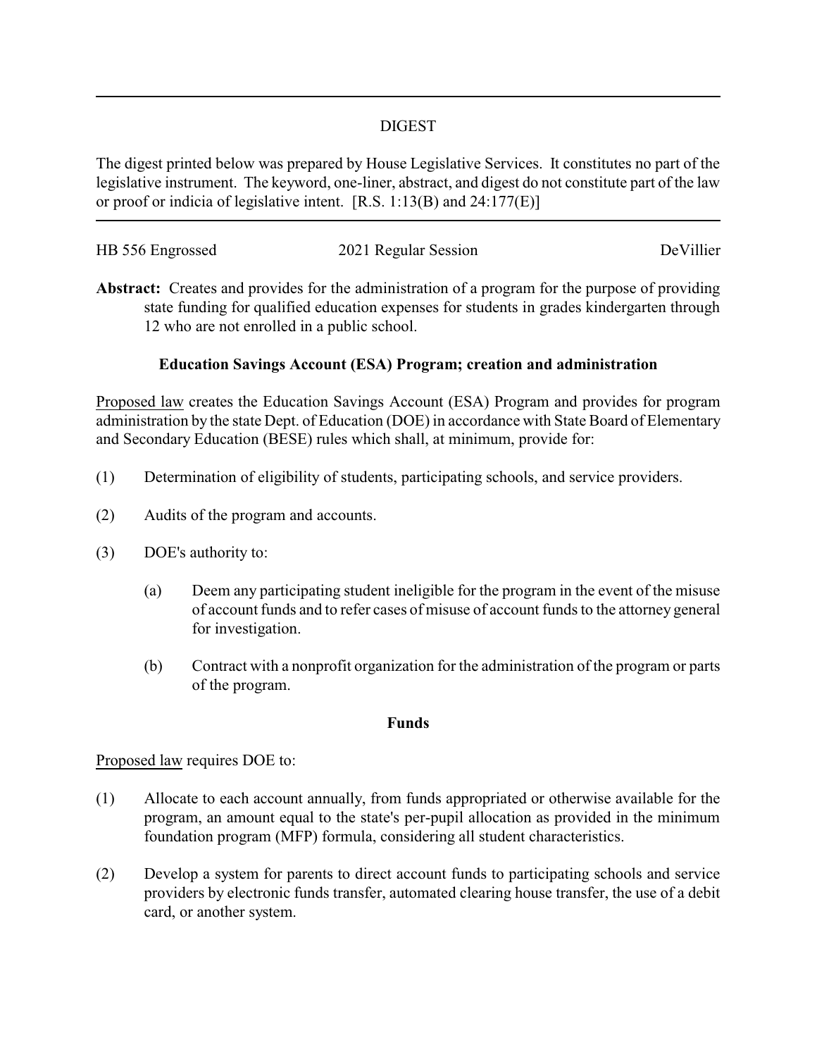# DIGEST

The digest printed below was prepared by House Legislative Services. It constitutes no part of the legislative instrument. The keyword, one-liner, abstract, and digest do not constitute part of the law or proof or indicia of legislative intent. [R.S. 1:13(B) and 24:177(E)]

HB 556 Engrossed 2021 Regular Session DeVillier

**Abstract:** Creates and provides for the administration of a program for the purpose of providing state funding for qualified education expenses for students in grades kindergarten through 12 who are not enrolled in a public school.

### Education Savings Account (ESA) Program; creation and administration

Proposed law creates the Education Savings Account (ESA) Program and provides for program administration by the state Dept. of Education (DOE) in accordance with State Board of Elementary and Secondary Education (BESE) rules which shall, at minimum, provide for:

(1) Determination of eligibility of students, participating schools, and service providers.

(2) Audits of the program and accounts.

(3) DOE's authority to:

   (a) Deem any participating student ineligible for the program in the event of the misuse of account funds and to refer cases of misuse of account funds to the attorney general for investigation.

   (b) Contract with a nonprofit organization for the administration of the program or parts of the program.

### Funds

Proposed law requires DOE to:

(1) Allocate to each account annually, from funds appropriated or otherwise available for the program, an amount equal to the state's per-pupil allocation as provided in the minimum foundation program (MFP) formula, considering all student characteristics.

(2) Develop a system for parents to direct account funds to participating schools and service providers by electronic funds transfer, automated clearing house transfer, the use of a debit card, or another system.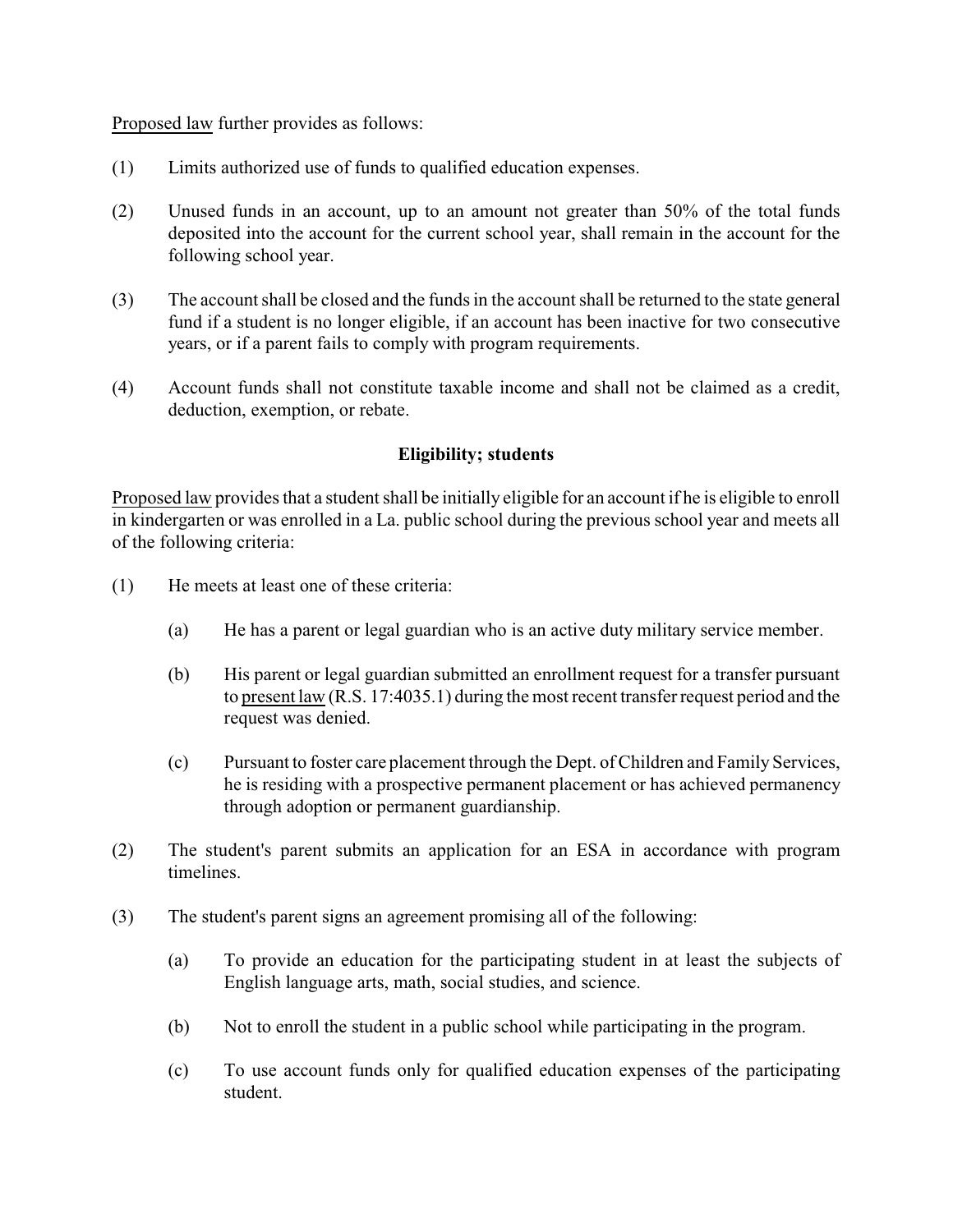Proposed law further provides as follows:

(1) Limits authorized use of funds to qualified education expenses.

(2) Unused funds in an account, up to an amount not greater than 50% of the total funds deposited into the account for the current school year, shall remain in the account for the following school year.

(3) The account shall be closed and the funds in the account shall be returned to the state general fund if a student is no longer eligible, if an account has been inactive for two consecutive years, or if a parent fails to comply with program requirements.

(4) Account funds shall not constitute taxable income and shall not be claimed as a credit, deduction, exemption, or rebate.

**Eligibility; students**

Proposed law provides that a student shall be initially eligible for an account if he is eligible to enroll in kindergarten or was enrolled in a La. public school during the previous school year and meets all of the following criteria:

(1) He meets at least one of these criteria:

   (a) He has a parent or legal guardian who is an active duty military service member.

   (b) His parent or legal guardian submitted an enrollment request for a transfer pursuant to present law (R.S. 17:4035.1) during the most recent transfer request period and the request was denied.

   (c) Pursuant to foster care placement through the Dept. of Children and Family Services, he is residing with a prospective permanent placement or has achieved permanency through adoption or permanent guardianship.

(2) The student's parent submits an application for an ESA in accordance with program timelines.

(3) The student's parent signs an agreement promising all of the following:

   (a) To provide an education for the participating student in at least the subjects of English language arts, math, social studies, and science.

   (b) Not to enroll the student in a public school while participating in the program.

   (c) To use account funds only for qualified education expenses of the participating student.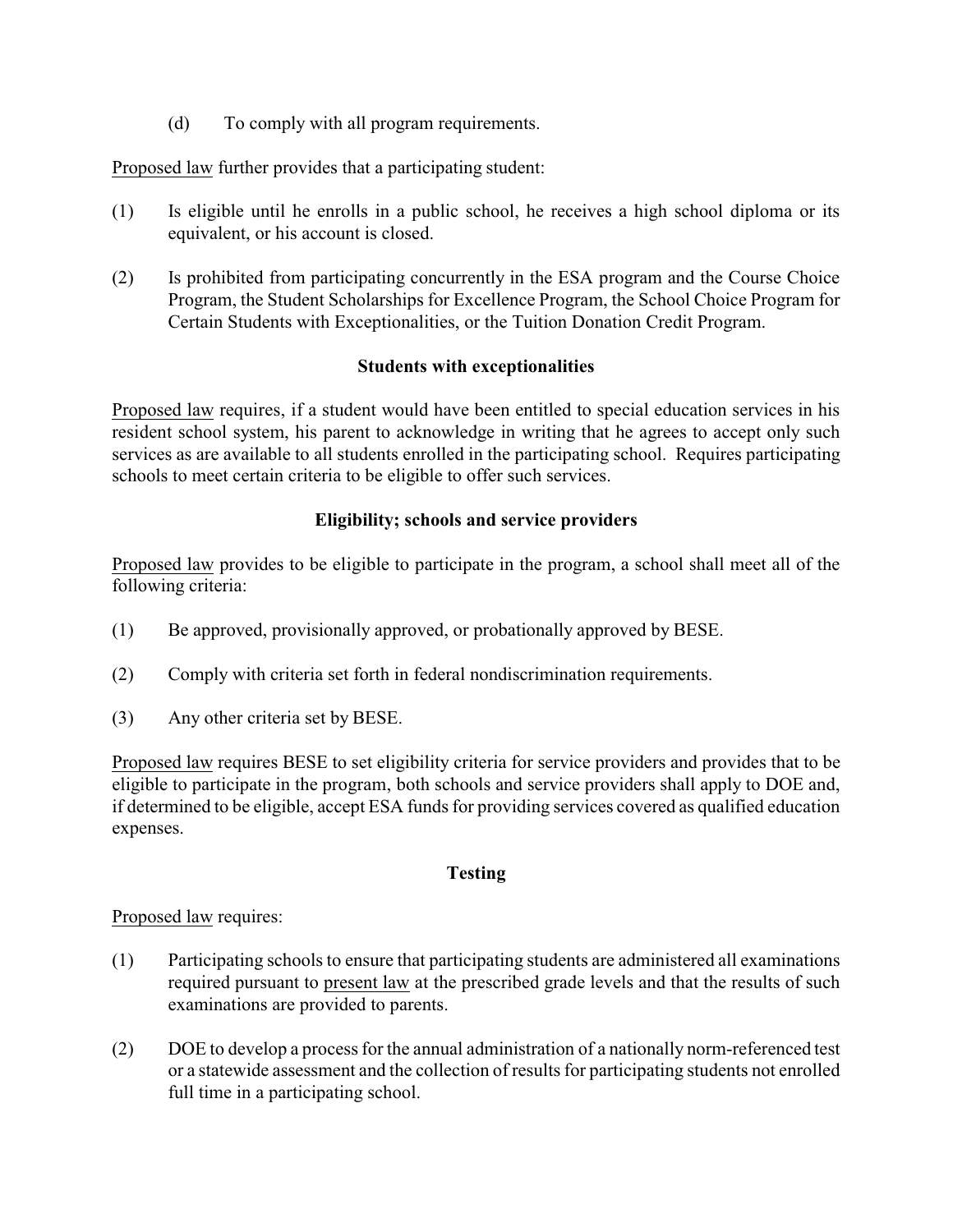(d) To comply with all program requirements.

Proposed law further provides that a participating student:

(1) Is eligible until he enrolls in a public school, he receives a high school diploma or its equivalent, or his account is closed.

(2) Is prohibited from participating concurrently in the ESA program and the Course Choice Program, the Student Scholarships for Excellence Program, the School Choice Program for Certain Students with Exceptionalities, or the Tuition Donation Credit Program.

**Students with exceptionalities**

Proposed law requires, if a student would have been entitled to special education services in his resident school system, his parent to acknowledge in writing that he agrees to accept only such services as are available to all students enrolled in the participating school. Requires participating schools to meet certain criteria to be eligible to offer such services.

**Eligibility; schools and service providers**

Proposed law provides to be eligible to participate in the program, a school shall meet all of the following criteria:

(1) Be approved, provisionally approved, or probationally approved by BESE.

(2) Comply with criteria set forth in federal nondiscrimination requirements.

(3) Any other criteria set by BESE.

Proposed law requires BESE to set eligibility criteria for service providers and provides that to be eligible to participate in the program, both schools and service providers shall apply to DOE and, if determined to be eligible, accept ESA funds for providing services covered as qualified education expenses.

**Testing**

Proposed law requires:

(1) Participating schools to ensure that participating students are administered all examinations required pursuant to present law at the prescribed grade levels and that the results of such examinations are provided to parents.

(2) DOE to develop a process for the annual administration of a nationally norm-referenced test or a statewide assessment and the collection of results for participating students not enrolled full time in a participating school.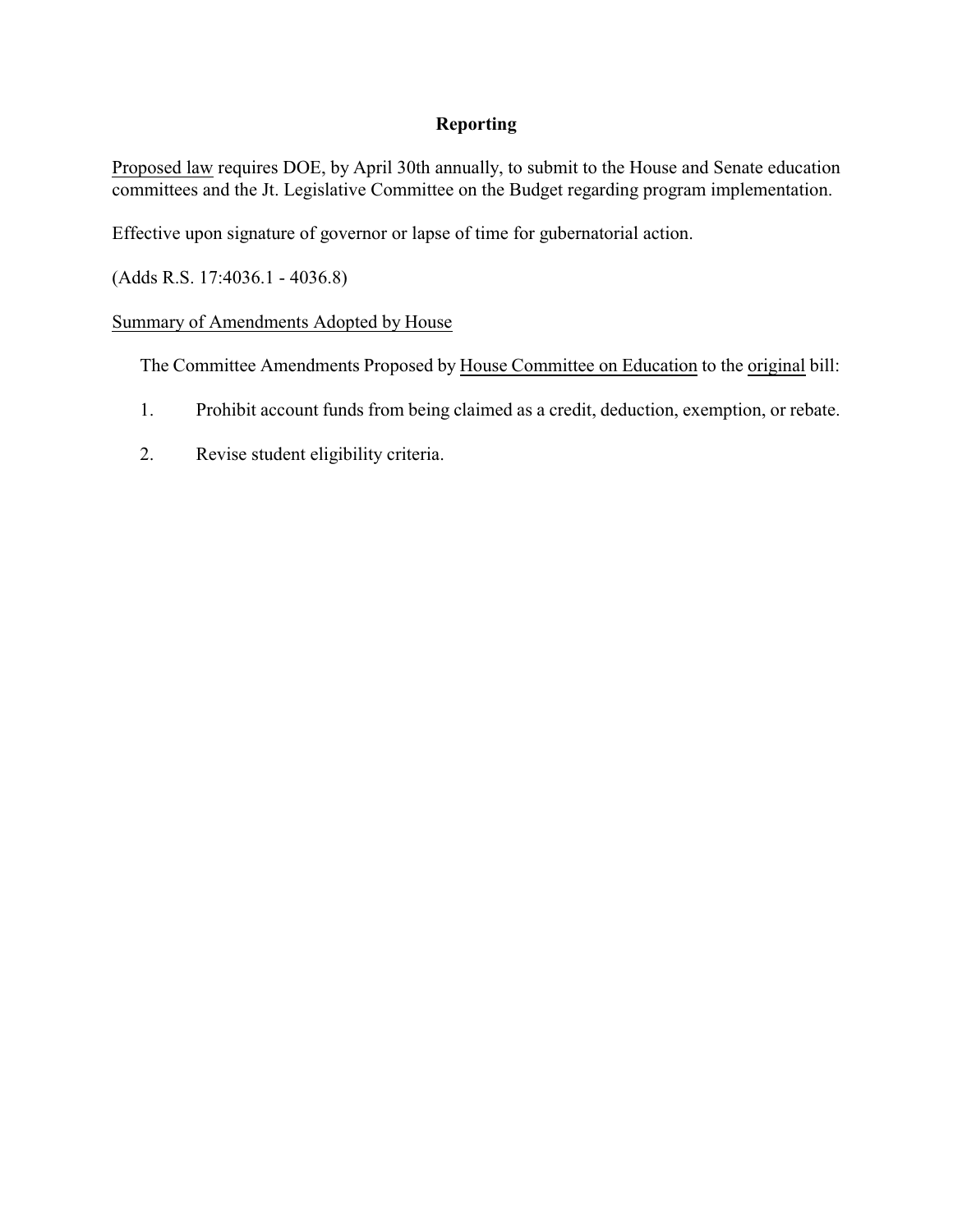**Reporting**

Proposed law requires DOE, by April 30th annually, to submit to the House and Senate education committees and the Jt. Legislative Committee on the Budget regarding program implementation.

Effective upon signature of governor or lapse of time for gubernatorial action.

(Adds R.S. 17:4036.1 - 4036.8)

Summary of Amendments Adopted by House

The Committee Amendments Proposed by House Committee on Education to the original bill:

1. Prohibit account funds from being claimed as a credit, deduction, exemption, or rebate.

2. Revise student eligibility criteria.